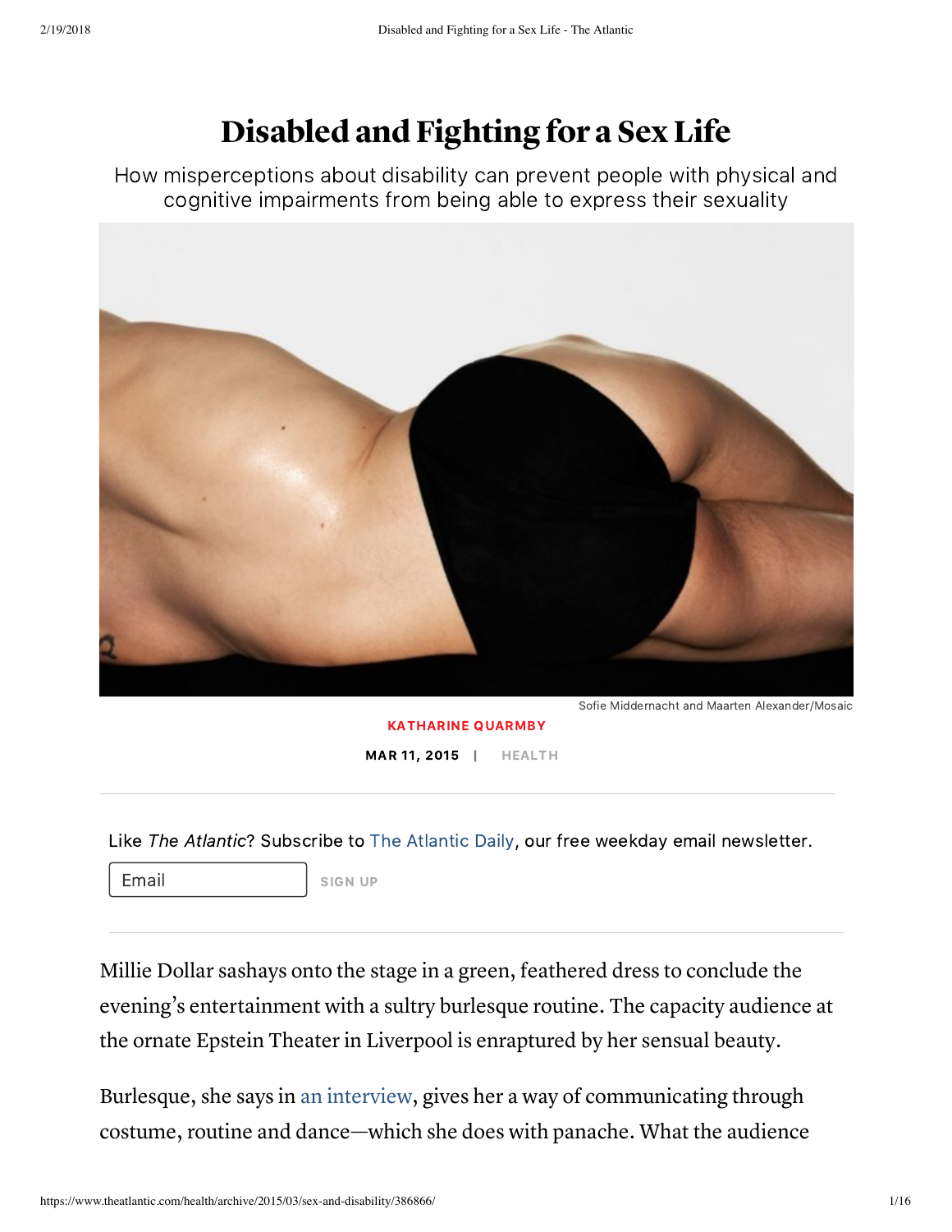# Disabled and Fighting for a Sex Life

How misperceptions about disability can prevent people with physical and cognitive impairments from being able to express their sexuality

Sofie Middernacht and Maarten Alexander/Mosaic

KATHARINE QUARMBY

MAR 11, 2015 | HEALTH

Like *The Atlantic*? Subscribe to The Atlantic Daily, our free weekday email newsletter.

Email

SIGN UP

Millie Dollar sashays onto the stage in a green, feathered dress to conclude the evening's entertainment with a sultry burlesque routine. The capacity audience at the ornate Epstein Theater in Liverpool is enraptured by her sensual beauty.

Burlesque, she says in an interview, gives her a way of communicating through costume, routine and dance—which she does with panache. What the audience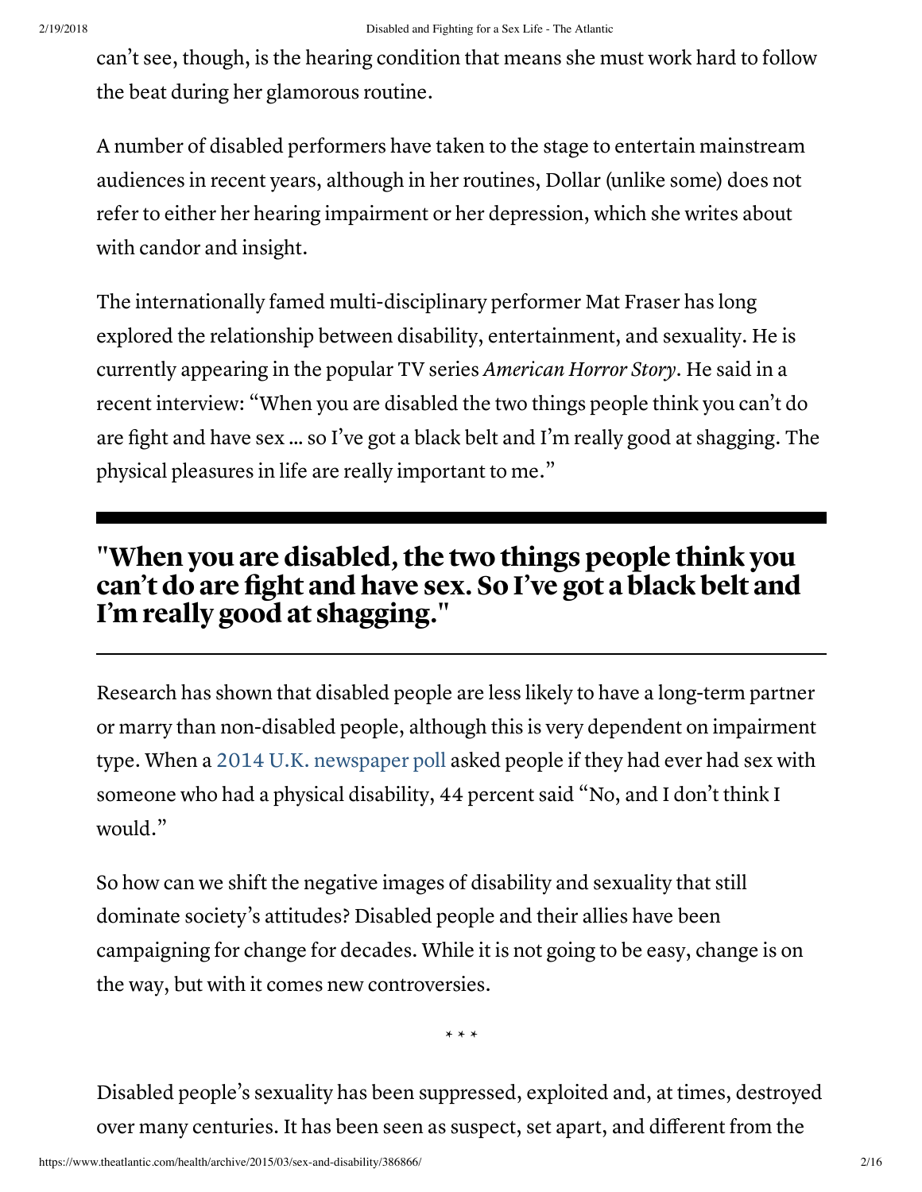can't see, though, is the hearing condition that means she must work hard to follow the beat during her glamorous routine.

A number of disabled performers have taken to the stage to entertain mainstream audiences in recent years, although in her routines, Dollar (unlike some) does not refer to either her hearing impairment or her depression, which she writes about with candor and insight.

The internationally famed multi-disciplinary performer Mat Fraser has long explored the relationship between disability, entertainment, and sexuality. He is currently appearing in the popular TV series *American Horror Story*. He said in a recent interview: "When you are disabled the two things people think you can't do are fight and have sex … so I've got a black belt and I'm really good at shagging. The physical pleasures in life are really important to me."

---

**"When you are disabled, the two things people think you can't do are fight and have sex. So I've got a black belt and I'm really good at shagging."**

---

Research has shown that disabled people are less likely to have a long-term partner or marry than non-disabled people, although this is very dependent on impairment type. When a 2014 U.K. newspaper poll asked people if they had ever had sex with someone who had a physical disability, 44 percent said "No, and I don't think I would."

So how can we shift the negative images of disability and sexuality that still dominate society's attitudes? Disabled people and their allies have been campaigning for change for decades. While it is not going to be easy, change is on the way, but with it comes new controversies.

* * *

Disabled people's sexuality has been suppressed, exploited and, at times, destroyed over many centuries. It has been seen as suspect, set apart, and different from the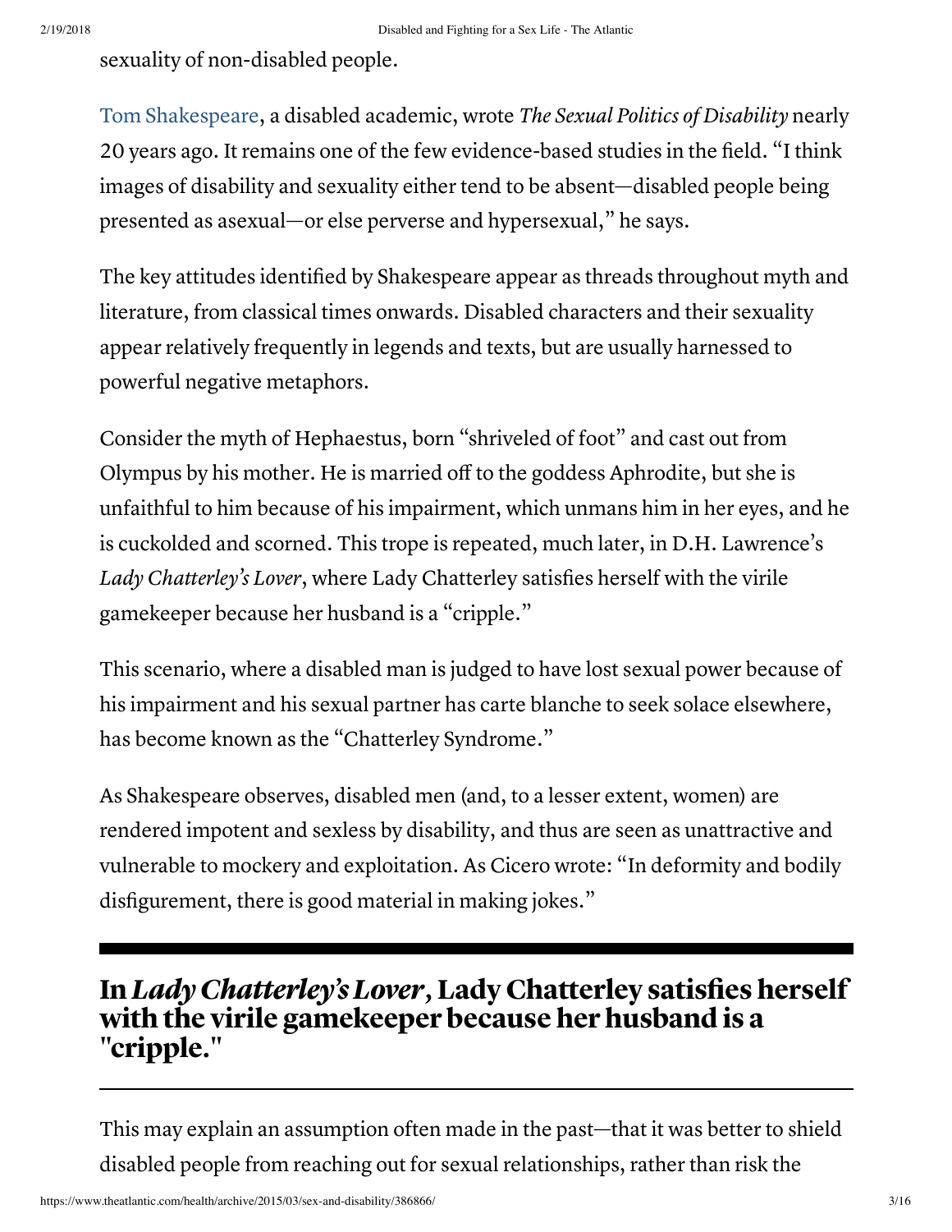sexuality of non-disabled people.

Tom Shakespeare, a disabled academic, wrote *The Sexual Politics of Disability* nearly 20 years ago. It remains one of the few evidence-based studies in the field. "I think images of disability and sexuality either tend to be absent—disabled people being presented as asexual—or else perverse and hypersexual," he says.

The key attitudes identified by Shakespeare appear as threads throughout myth and literature, from classical times onwards. Disabled characters and their sexuality appear relatively frequently in legends and texts, but are usually harnessed to powerful negative metaphors.

Consider the myth of Hephaestus, born "shriveled of foot" and cast out from Olympus by his mother. He is married off to the goddess Aphrodite, but she is unfaithful to him because of his impairment, which unmans him in her eyes, and he is cuckolded and scorned. This trope is repeated, much later, in D.H. Lawrence's *Lady Chatterley's Lover*, where Lady Chatterley satisfies herself with the virile gamekeeper because her husband is a "cripple."

This scenario, where a disabled man is judged to have lost sexual power because of his impairment and his sexual partner has carte blanche to seek solace elsewhere, has become known as the "Chatterley Syndrome."

As Shakespeare observes, disabled men (and, to a lesser extent, women) are rendered impotent and sexless by disability, and thus are seen as unattractive and vulnerable to mockery and exploitation. As Cicero wrote: "In deformity and bodily disfigurement, there is good material in making jokes."

## In *Lady Chatterley's Lover*, Lady Chatterley satisfies herself with the virile gamekeeper because her husband is a "cripple."

This may explain an assumption often made in the past—that it was better to shield disabled people from reaching out for sexual relationships, rather than risk the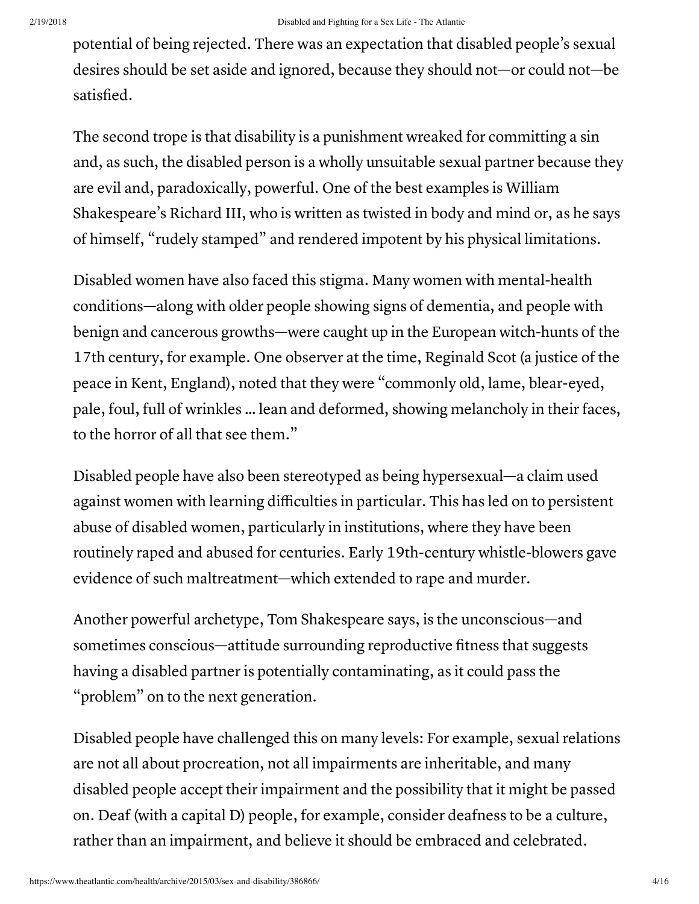potential of being rejected. There was an expectation that disabled people's sexual desires should be set aside and ignored, because they should not—or could not—be satisfied.

The second trope is that disability is a punishment wreaked for committing a sin and, as such, the disabled person is a wholly unsuitable sexual partner because they are evil and, paradoxically, powerful. One of the best examples is William Shakespeare's Richard III, who is written as twisted in body and mind or, as he says of himself, "rudely stamped" and rendered impotent by his physical limitations.

Disabled women have also faced this stigma. Many women with mental-health conditions—along with older people showing signs of dementia, and people with benign and cancerous growths—were caught up in the European witch-hunts of the 17th century, for example. One observer at the time, Reginald Scot (a justice of the peace in Kent, England), noted that they were "commonly old, lame, blear-eyed, pale, foul, full of wrinkles … lean and deformed, showing melancholy in their faces, to the horror of all that see them."

Disabled people have also been stereotyped as being hypersexual—a claim used against women with learning difficulties in particular. This has led on to persistent abuse of disabled women, particularly in institutions, where they have been routinely raped and abused for centuries. Early 19th-century whistle-blowers gave evidence of such maltreatment—which extended to rape and murder.

Another powerful archetype, Tom Shakespeare says, is the unconscious—and sometimes conscious—attitude surrounding reproductive fitness that suggests having a disabled partner is potentially contaminating, as it could pass the "problem" on to the next generation.

Disabled people have challenged this on many levels: For example, sexual relations are not all about procreation, not all impairments are inheritable, and many disabled people accept their impairment and the possibility that it might be passed on. Deaf (with a capital D) people, for example, consider deafness to be a culture, rather than an impairment, and believe it should be embraced and celebrated.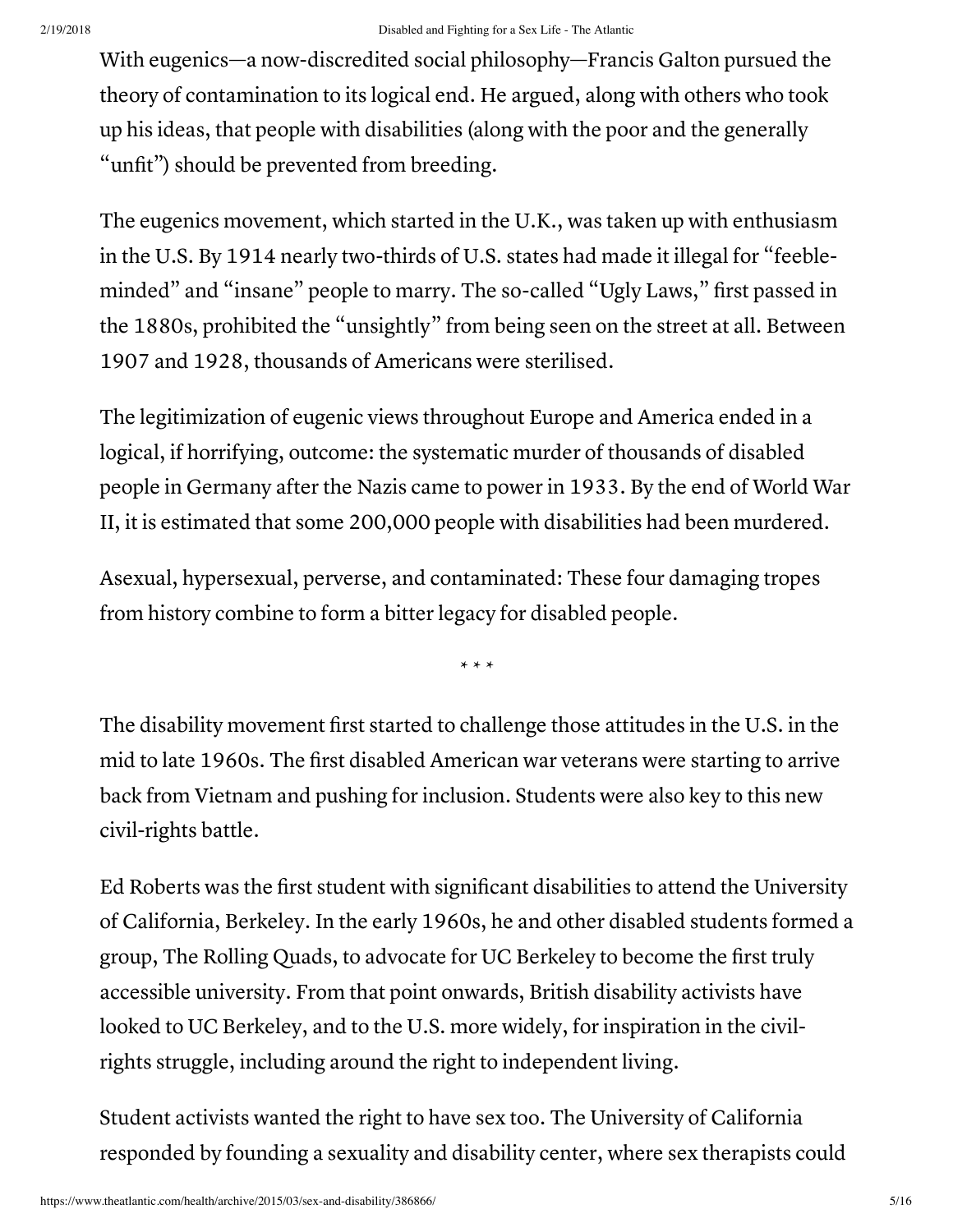With eugenics—a now-discredited social philosophy—Francis Galton pursued the theory of contamination to its logical end. He argued, along with others who took up his ideas, that people with disabilities (along with the poor and the generally "unfit") should be prevented from breeding.

The eugenics movement, which started in the U.K., was taken up with enthusiasm in the U.S. By 1914 nearly two-thirds of U.S. states had made it illegal for "feeble-minded" and "insane" people to marry. The so-called "Ugly Laws," first passed in the 1880s, prohibited the "unsightly" from being seen on the street at all. Between 1907 and 1928, thousands of Americans were sterilised.

The legitimization of eugenic views throughout Europe and America ended in a logical, if horrifying, outcome: the systematic murder of thousands of disabled people in Germany after the Nazis came to power in 1933. By the end of World War II, it is estimated that some 200,000 people with disabilities had been murdered.

Asexual, hypersexual, perverse, and contaminated: These four damaging tropes from history combine to form a bitter legacy for disabled people.

* * *

The disability movement first started to challenge those attitudes in the U.S. in the mid to late 1960s. The first disabled American war veterans were starting to arrive back from Vietnam and pushing for inclusion. Students were also key to this new civil-rights battle.

Ed Roberts was the first student with significant disabilities to attend the University of California, Berkeley. In the early 1960s, he and other disabled students formed a group, The Rolling Quads, to advocate for UC Berkeley to become the first truly accessible university. From that point onwards, British disability activists have looked to UC Berkeley, and to the U.S. more widely, for inspiration in the civil-rights struggle, including around the right to independent living.

Student activists wanted the right to have sex too. The University of California responded by founding a sexuality and disability center, where sex therapists could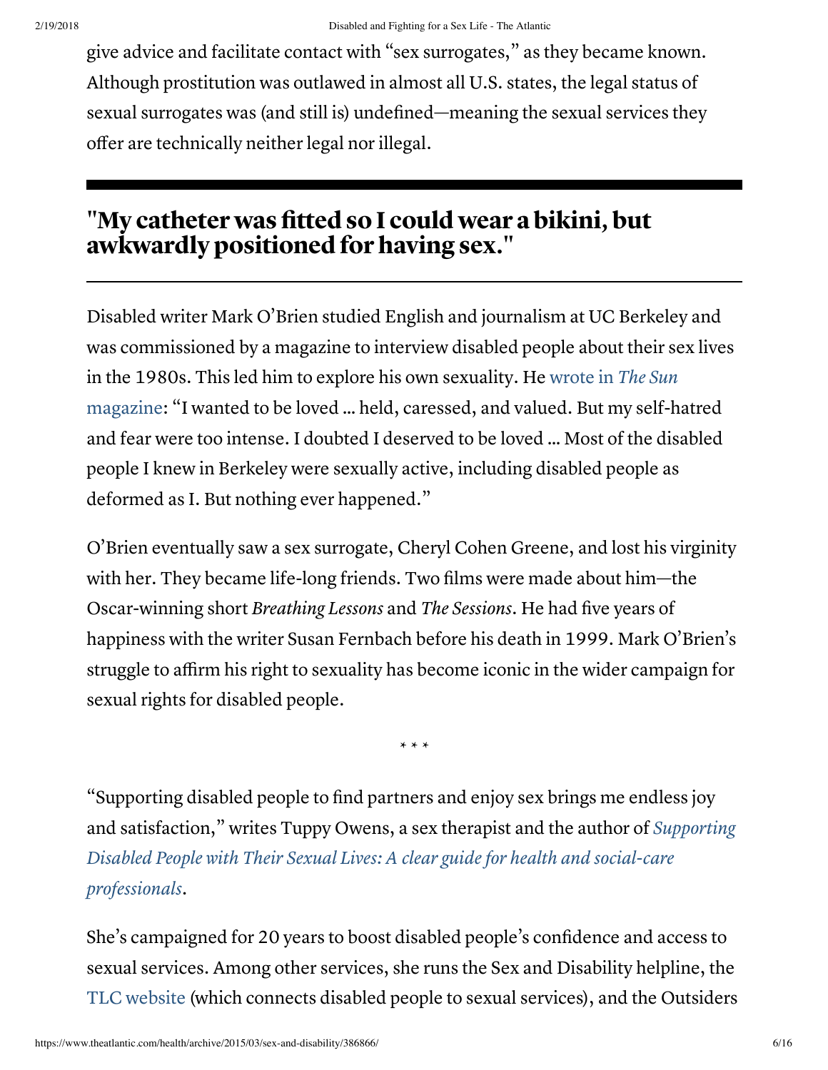give advice and facilitate contact with "sex surrogates," as they became known. Although prostitution was outlawed in almost all U.S. states, the legal status of sexual surrogates was (and still is) undefined—meaning the sexual services they offer are technically neither legal nor illegal.

---

## "My catheter was fitted so I could wear a bikini, but awkwardly positioned for having sex."

---

Disabled writer Mark O'Brien studied English and journalism at UC Berkeley and was commissioned by a magazine to interview disabled people about their sex lives in the 1980s. This led him to explore his own sexuality. He wrote in *The Sun* magazine: "I wanted to be loved … held, caressed, and valued. But my self-hatred and fear were too intense. I doubted I deserved to be loved … Most of the disabled people I knew in Berkeley were sexually active, including disabled people as deformed as I. But nothing ever happened."

O'Brien eventually saw a sex surrogate, Cheryl Cohen Greene, and lost his virginity with her. They became life-long friends. Two films were made about him—the Oscar-winning short *Breathing Lessons* and *The Sessions*. He had five years of happiness with the writer Susan Fernbach before his death in 1999. Mark O'Brien's struggle to affirm his right to sexuality has become iconic in the wider campaign for sexual rights for disabled people.

* * *

"Supporting disabled people to find partners and enjoy sex brings me endless joy and satisfaction," writes Tuppy Owens, a sex therapist and the author of *Supporting Disabled People with Their Sexual Lives: A clear guide for health and social-care professionals*.

She's campaigned for 20 years to boost disabled people's confidence and access to sexual services. Among other services, she runs the Sex and Disability helpline, the TLC website (which connects disabled people to sexual services), and the Outsiders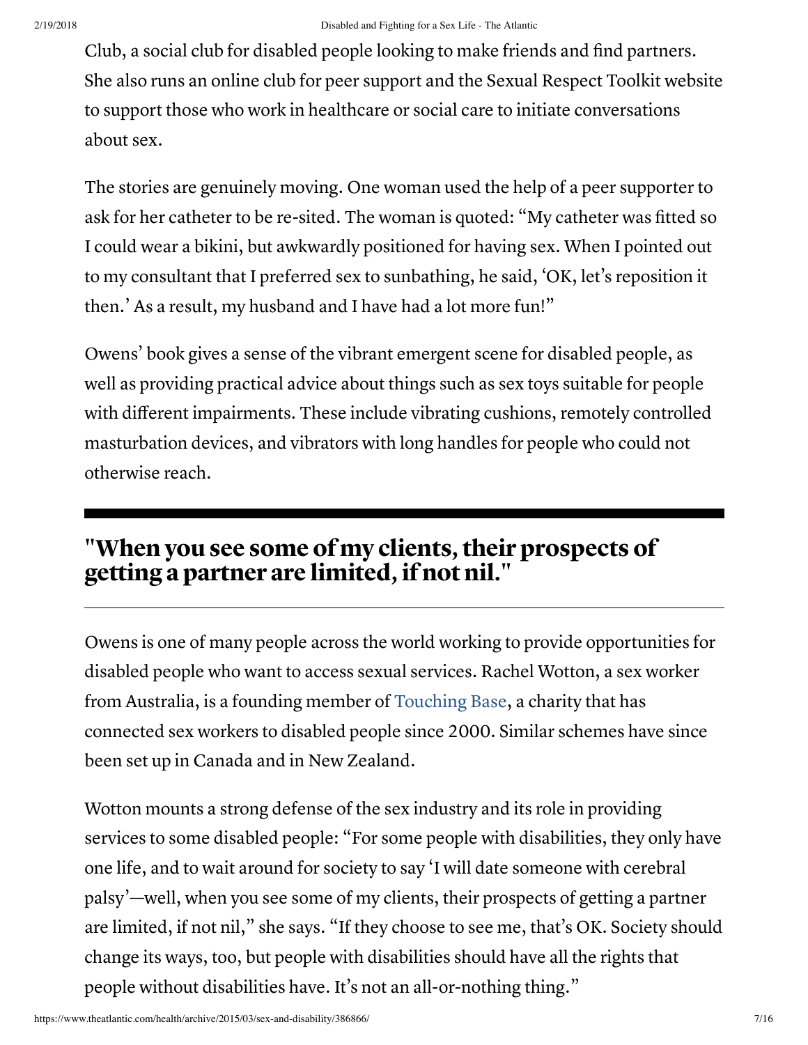Club, a social club for disabled people looking to make friends and find partners. She also runs an online club for peer support and the Sexual Respect Toolkit website to support those who work in healthcare or social care to initiate conversations about sex.

The stories are genuinely moving. One woman used the help of a peer supporter to ask for her catheter to be re-sited. The woman is quoted: "My catheter was fitted so I could wear a bikini, but awkwardly positioned for having sex. When I pointed out to my consultant that I preferred sex to sunbathing, he said, 'OK, let's reposition it then.' As a result, my husband and I have had a lot more fun!"

Owens' book gives a sense of the vibrant emergent scene for disabled people, as well as providing practical advice about things such as sex toys suitable for people with different impairments. These include vibrating cushions, remotely controlled masturbation devices, and vibrators with long handles for people who could not otherwise reach.

## "When you see some of my clients, their prospects of getting a partner are limited, if not nil."

Owens is one of many people across the world working to provide opportunities for disabled people who want to access sexual services. Rachel Wotton, a sex worker from Australia, is a founding member of Touching Base, a charity that has connected sex workers to disabled people since 2000. Similar schemes have since been set up in Canada and in New Zealand.

Wotton mounts a strong defense of the sex industry and its role in providing services to some disabled people: "For some people with disabilities, they only have one life, and to wait around for society to say 'I will date someone with cerebral palsy'—well, when you see some of my clients, their prospects of getting a partner are limited, if not nil," she says. "If they choose to see me, that's OK. Society should change its ways, too, but people with disabilities should have all the rights that people without disabilities have. It's not an all-or-nothing thing."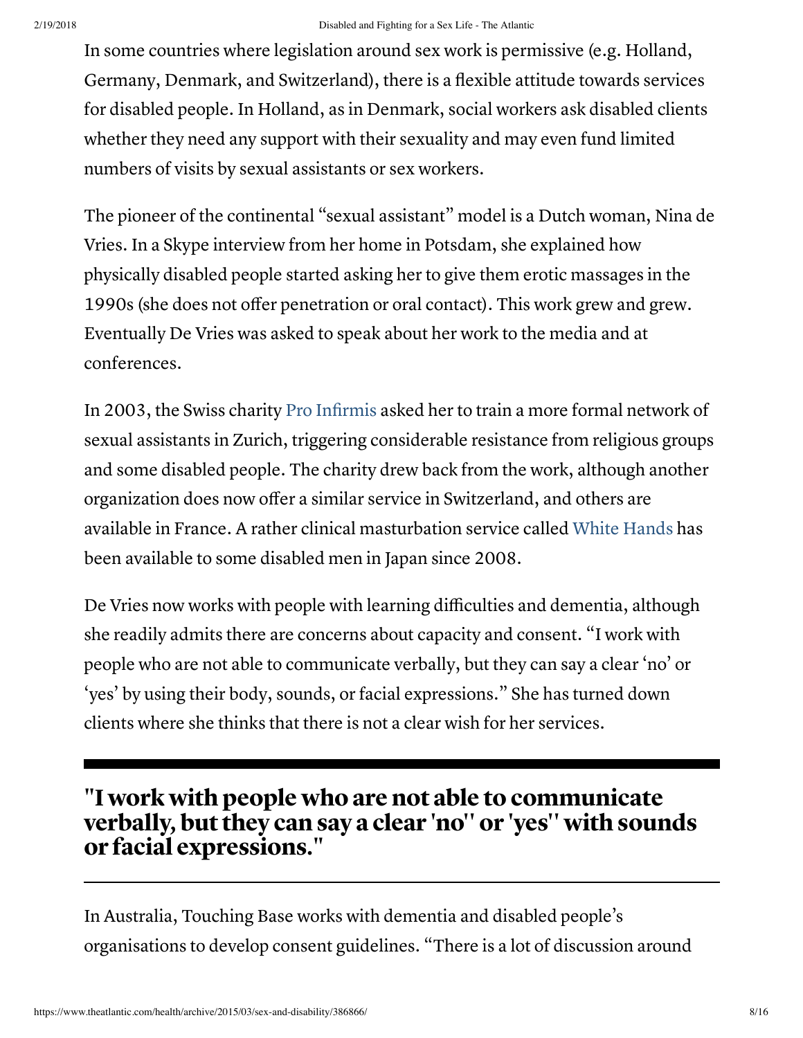In some countries where legislation around sex work is permissive (e.g. Holland, Germany, Denmark, and Switzerland), there is a flexible attitude towards services for disabled people. In Holland, as in Denmark, social workers ask disabled clients whether they need any support with their sexuality and may even fund limited numbers of visits by sexual assistants or sex workers.

The pioneer of the continental "sexual assistant" model is a Dutch woman, Nina de Vries. In a Skype interview from her home in Potsdam, she explained how physically disabled people started asking her to give them erotic massages in the 1990s (she does not offer penetration or oral contact). This work grew and grew. Eventually De Vries was asked to speak about her work to the media and at conferences.

In 2003, the Swiss charity Pro Infirmis asked her to train a more formal network of sexual assistants in Zurich, triggering considerable resistance from religious groups and some disabled people. The charity drew back from the work, although another organization does now offer a similar service in Switzerland, and others are available in France. A rather clinical masturbation service called White Hands has been available to some disabled men in Japan since 2008.

De Vries now works with people with learning difficulties and dementia, although she readily admits there are concerns about capacity and consent. "I work with people who are not able to communicate verbally, but they can say a clear 'no' or 'yes' by using their body, sounds, or facial expressions." She has turned down clients where she thinks that there is not a clear wish for her services.

---

## "I work with people who are not able to communicate verbally, but they can say a clear 'no'' or 'yes'' with sounds or facial expressions."

---

In Australia, Touching Base works with dementia and disabled people's organisations to develop consent guidelines. "There is a lot of discussion around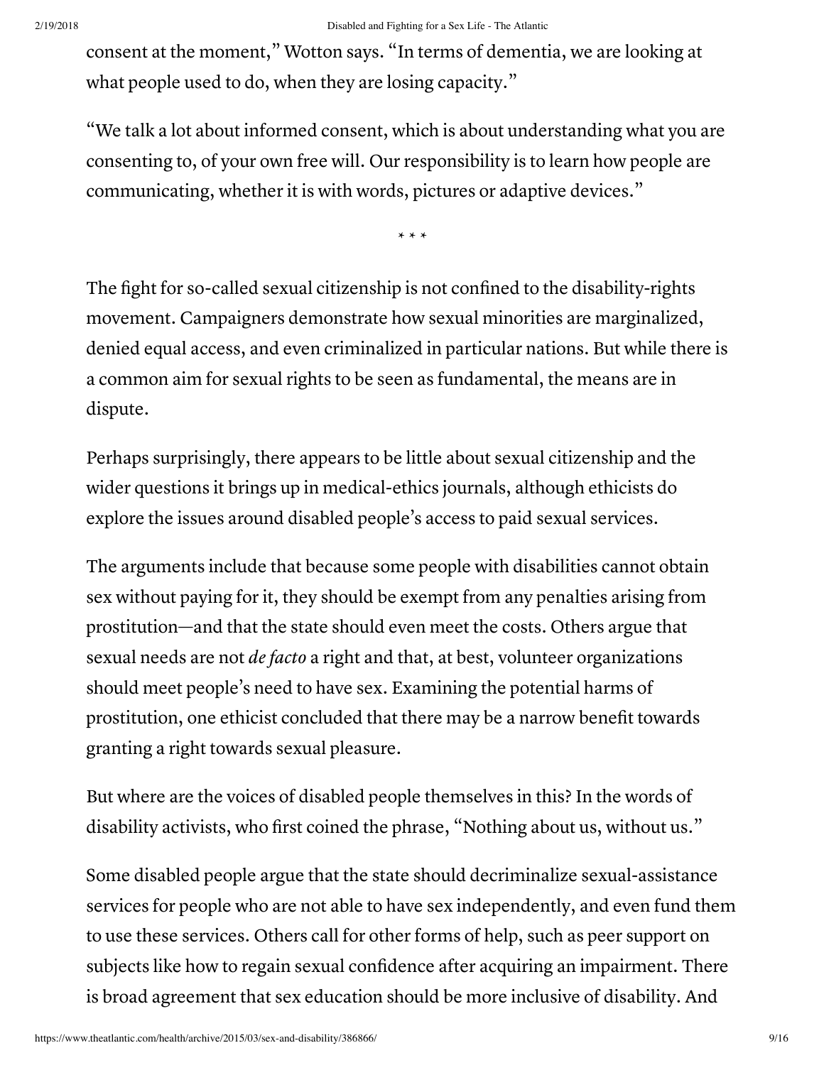consent at the moment," Wotton says. "In terms of dementia, we are looking at what people used to do, when they are losing capacity."

"We talk a lot about informed consent, which is about understanding what you are consenting to, of your own free will. Our responsibility is to learn how people are communicating, whether it is with words, pictures or adaptive devices."

\* \* \*

The fight for so-called sexual citizenship is not confined to the disability-rights movement. Campaigners demonstrate how sexual minorities are marginalized, denied equal access, and even criminalized in particular nations. But while there is a common aim for sexual rights to be seen as fundamental, the means are in dispute.

Perhaps surprisingly, there appears to be little about sexual citizenship and the wider questions it brings up in medical-ethics journals, although ethicists do explore the issues around disabled people's access to paid sexual services.

The arguments include that because some people with disabilities cannot obtain sex without paying for it, they should be exempt from any penalties arising from prostitution—and that the state should even meet the costs. Others argue that sexual needs are not *de facto* a right and that, at best, volunteer organizations should meet people's need to have sex. Examining the potential harms of prostitution, one ethicist concluded that there may be a narrow benefit towards granting a right towards sexual pleasure.

But where are the voices of disabled people themselves in this? In the words of disability activists, who first coined the phrase, "Nothing about us, without us."

Some disabled people argue that the state should decriminalize sexual-assistance services for people who are not able to have sex independently, and even fund them to use these services. Others call for other forms of help, such as peer support on subjects like how to regain sexual confidence after acquiring an impairment. There is broad agreement that sex education should be more inclusive of disability. And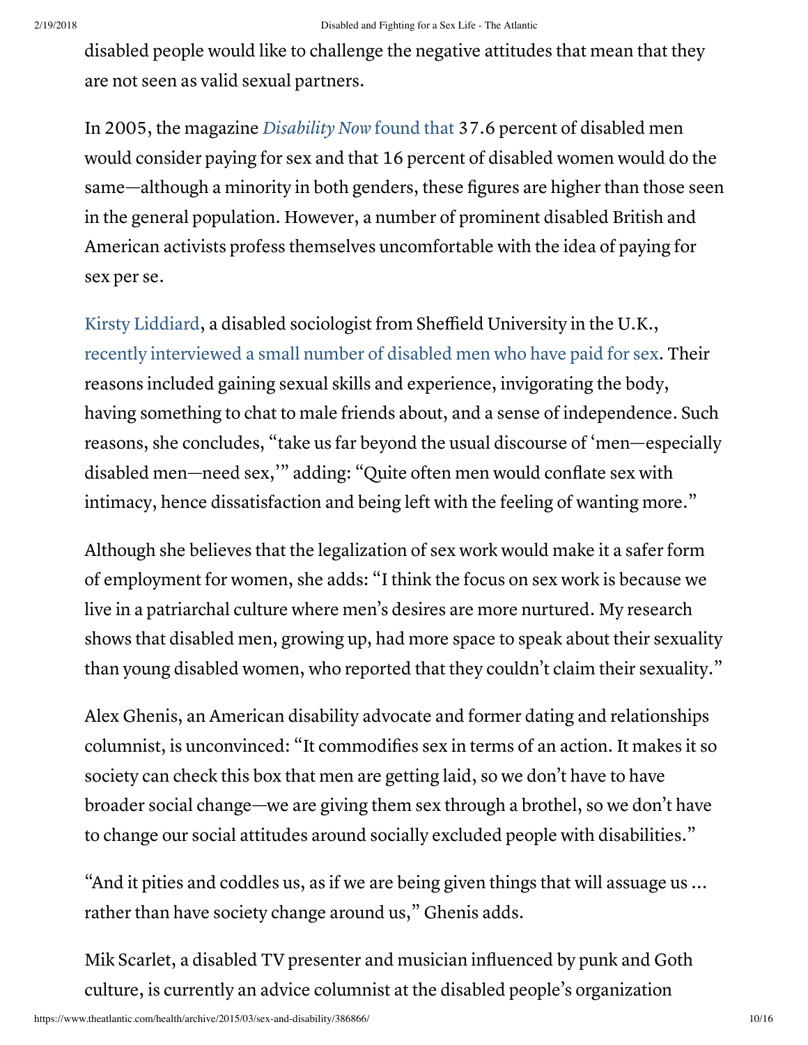disabled people would like to challenge the negative attitudes that mean that they are not seen as valid sexual partners.

In 2005, the magazine *Disability Now* found that 37.6 percent of disabled men would consider paying for sex and that 16 percent of disabled women would do the same—although a minority in both genders, these figures are higher than those seen in the general population. However, a number of prominent disabled British and American activists profess themselves uncomfortable with the idea of paying for sex per se.

Kirsty Liddiard, a disabled sociologist from Sheffield University in the U.K., recently interviewed a small number of disabled men who have paid for sex. Their reasons included gaining sexual skills and experience, invigorating the body, having something to chat to male friends about, and a sense of independence. Such reasons, she concludes, "take us far beyond the usual discourse of 'men—especially disabled men—need sex,'" adding: "Quite often men would conflate sex with intimacy, hence dissatisfaction and being left with the feeling of wanting more."

Although she believes that the legalization of sex work would make it a safer form of employment for women, she adds: "I think the focus on sex work is because we live in a patriarchal culture where men's desires are more nurtured. My research shows that disabled men, growing up, had more space to speak about their sexuality than young disabled women, who reported that they couldn't claim their sexuality."

Alex Ghenis, an American disability advocate and former dating and relationships columnist, is unconvinced: "It commodifies sex in terms of an action. It makes it so society can check this box that men are getting laid, so we don't have to have broader social change—we are giving them sex through a brothel, so we don't have to change our social attitudes around socially excluded people with disabilities."

"And it pities and coddles us, as if we are being given things that will assuage us ... rather than have society change around us," Ghenis adds.

Mik Scarlet, a disabled TV presenter and musician influenced by punk and Goth culture, is currently an advice columnist at the disabled people's organization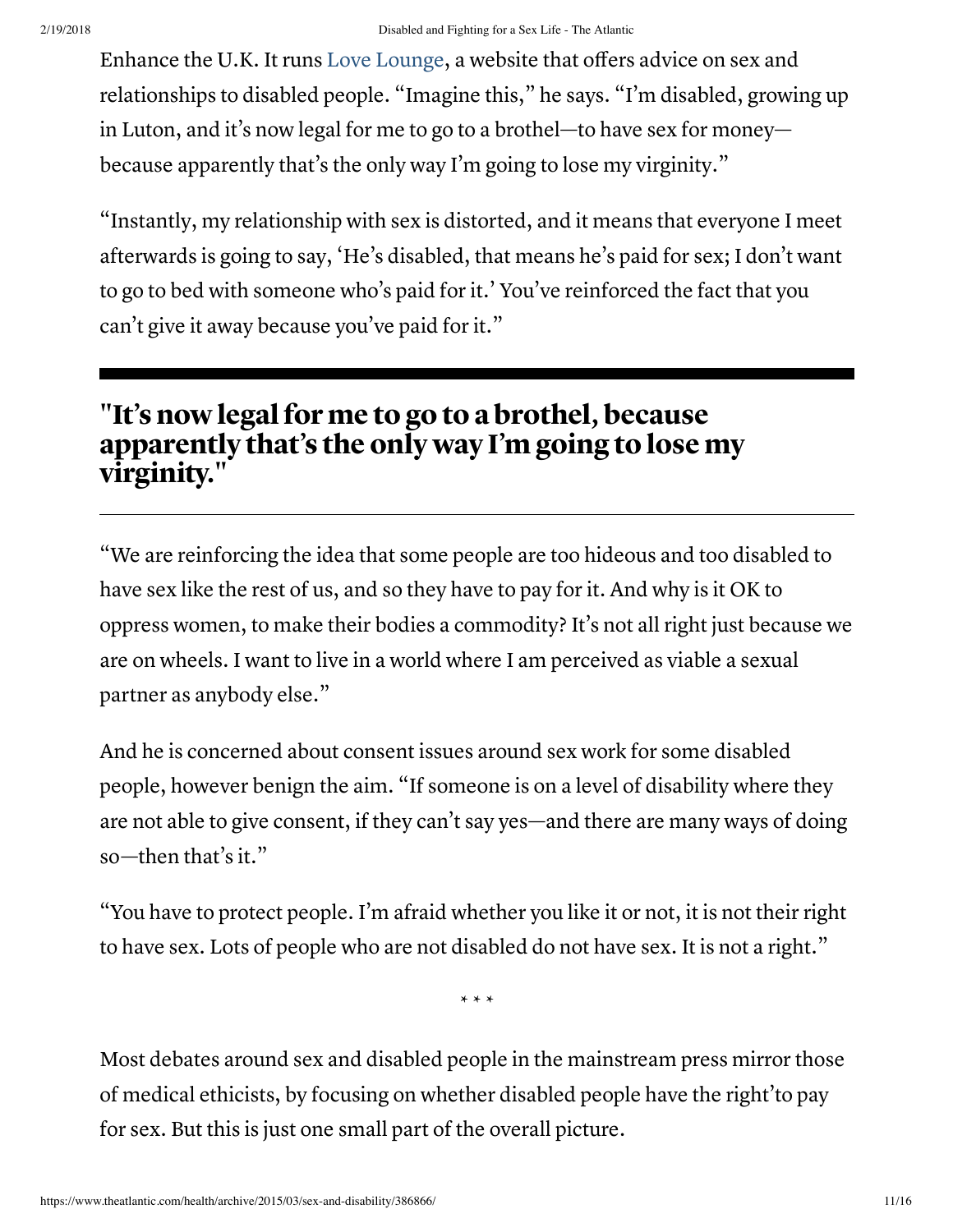Enhance the U.K. It runs Love Lounge, a website that offers advice on sex and relationships to disabled people. "Imagine this," he says. "I'm disabled, growing up in Luton, and it's now legal for me to go to a brothel—to have sex for money—because apparently that's the only way I'm going to lose my virginity."

"Instantly, my relationship with sex is distorted, and it means that everyone I meet afterwards is going to say, 'He's disabled, that means he's paid for sex; I don't want to go to bed with someone who's paid for it.' You've reinforced the fact that you can't give it away because you've paid for it."

## "It's now legal for me to go to a brothel, because apparently that's the only way I'm going to lose my virginity."

"We are reinforcing the idea that some people are too hideous and too disabled to have sex like the rest of us, and so they have to pay for it. And why is it OK to oppress women, to make their bodies a commodity? It's not all right just because we are on wheels. I want to live in a world where I am perceived as viable a sexual partner as anybody else."

And he is concerned about consent issues around sex work for some disabled people, however benign the aim. "If someone is on a level of disability where they are not able to give consent, if they can't say yes—and there are many ways of doing so—then that's it."

"You have to protect people. I'm afraid whether you like it or not, it is not their right to have sex. Lots of people who are not disabled do not have sex. It is not a right."

* * *

Most debates around sex and disabled people in the mainstream press mirror those of medical ethicists, by focusing on whether disabled people have the right'to pay for sex. But this is just one small part of the overall picture.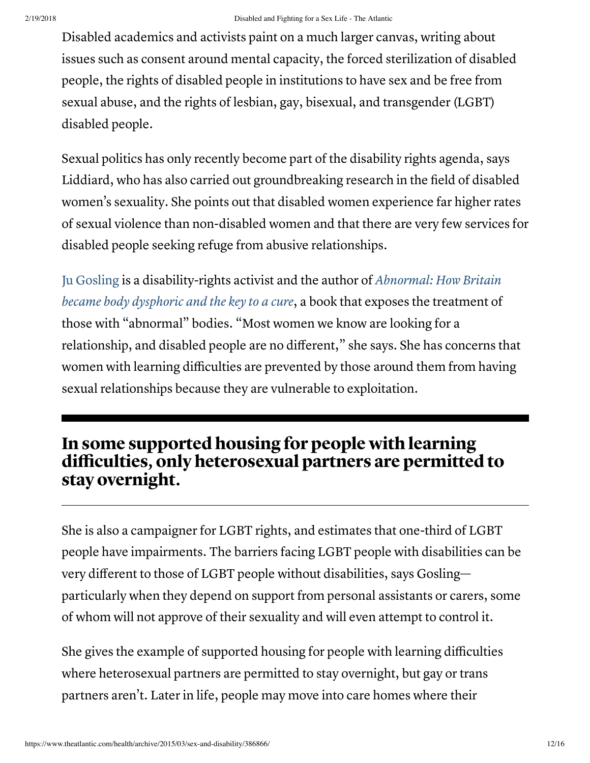Disabled academics and activists paint on a much larger canvas, writing about issues such as consent around mental capacity, the forced sterilization of disabled people, the rights of disabled people in institutions to have sex and be free from sexual abuse, and the rights of lesbian, gay, bisexual, and transgender (LGBT) disabled people.

Sexual politics has only recently become part of the disability rights agenda, says Liddiard, who has also carried out groundbreaking research in the field of disabled women's sexuality. She points out that disabled women experience far higher rates of sexual violence than non-disabled women and that there are very few services for disabled people seeking refuge from abusive relationships.

Ju Gosling is a disability-rights activist and the author of *Abnormal: How Britain became body dysphoric and the key to a cure*, a book that exposes the treatment of those with "abnormal" bodies. "Most women we know are looking for a relationship, and disabled people are no different," she says. She has concerns that women with learning difficulties are prevented by those around them from having sexual relationships because they are vulnerable to exploitation.

## In some supported housing for people with learning difficulties, only heterosexual partners are permitted to stay overnight.

She is also a campaigner for LGBT rights, and estimates that one-third of LGBT people have impairments. The barriers facing LGBT people with disabilities can be very different to those of LGBT people without disabilities, says Gosling—particularly when they depend on support from personal assistants or carers, some of whom will not approve of their sexuality and will even attempt to control it.

She gives the example of supported housing for people with learning difficulties where heterosexual partners are permitted to stay overnight, but gay or trans partners aren't. Later in life, people may move into care homes where their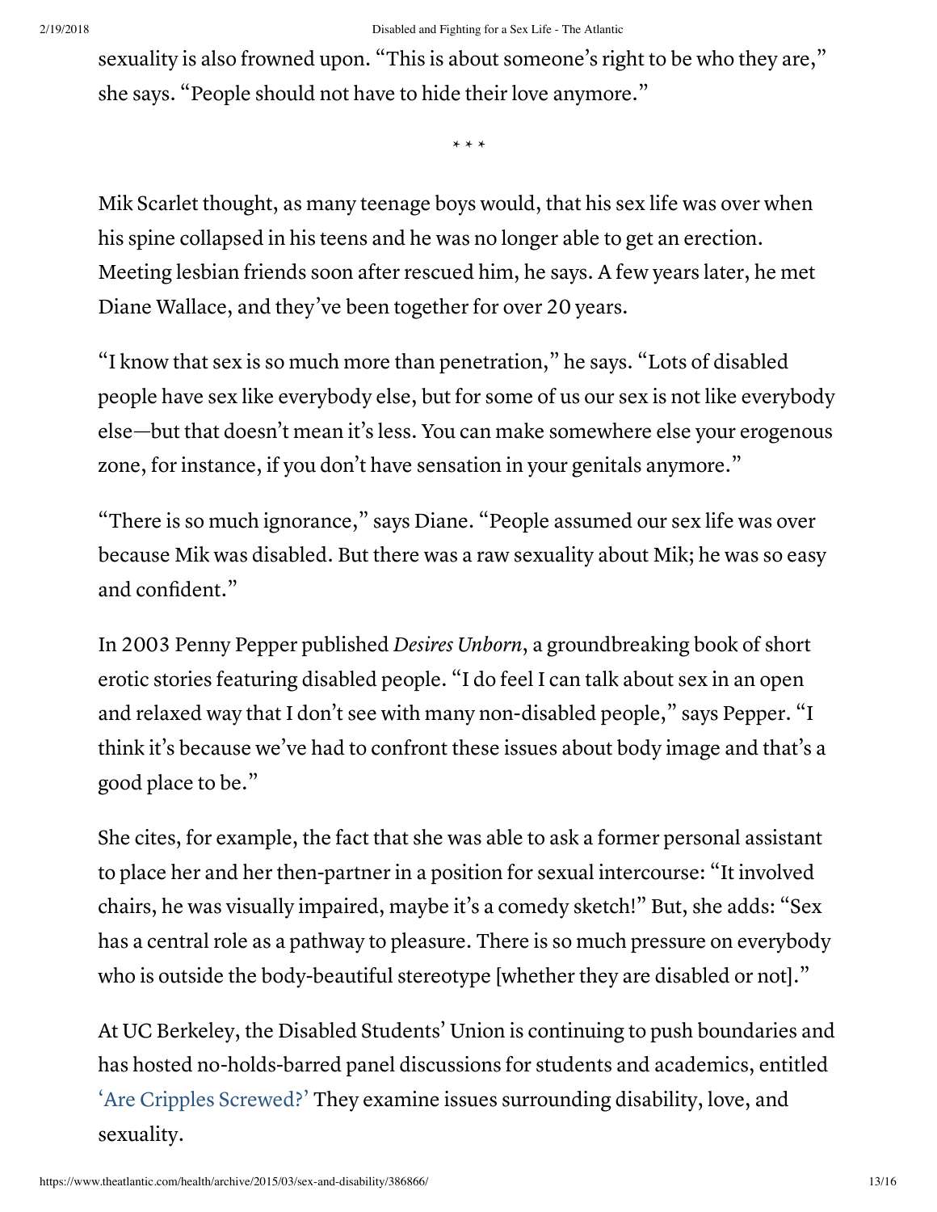sexuality is also frowned upon. "This is about someone's right to be who they are," she says. "People should not have to hide their love anymore."

* * *

Mik Scarlet thought, as many teenage boys would, that his sex life was over when his spine collapsed in his teens and he was no longer able to get an erection. Meeting lesbian friends soon after rescued him, he says. A few years later, he met Diane Wallace, and they've been together for over 20 years.

"I know that sex is so much more than penetration," he says. "Lots of disabled people have sex like everybody else, but for some of us our sex is not like everybody else—but that doesn't mean it's less. You can make somewhere else your erogenous zone, for instance, if you don't have sensation in your genitals anymore."

"There is so much ignorance," says Diane. "People assumed our sex life was over because Mik was disabled. But there was a raw sexuality about Mik; he was so easy and confident."

In 2003 Penny Pepper published *Desires Unborn*, a groundbreaking book of short erotic stories featuring disabled people. "I do feel I can talk about sex in an open and relaxed way that I don't see with many non-disabled people," says Pepper. "I think it's because we've had to confront these issues about body image and that's a good place to be."

She cites, for example, the fact that she was able to ask a former personal assistant to place her and her then-partner in a position for sexual intercourse: "It involved chairs, he was visually impaired, maybe it's a comedy sketch!" But, she adds: "Sex has a central role as a pathway to pleasure. There is so much pressure on everybody who is outside the body-beautiful stereotype [whether they are disabled or not]."

At UC Berkeley, the Disabled Students' Union is continuing to push boundaries and has hosted no-holds-barred panel discussions for students and academics, entitled 'Are Cripples Screwed?' They examine issues surrounding disability, love, and sexuality.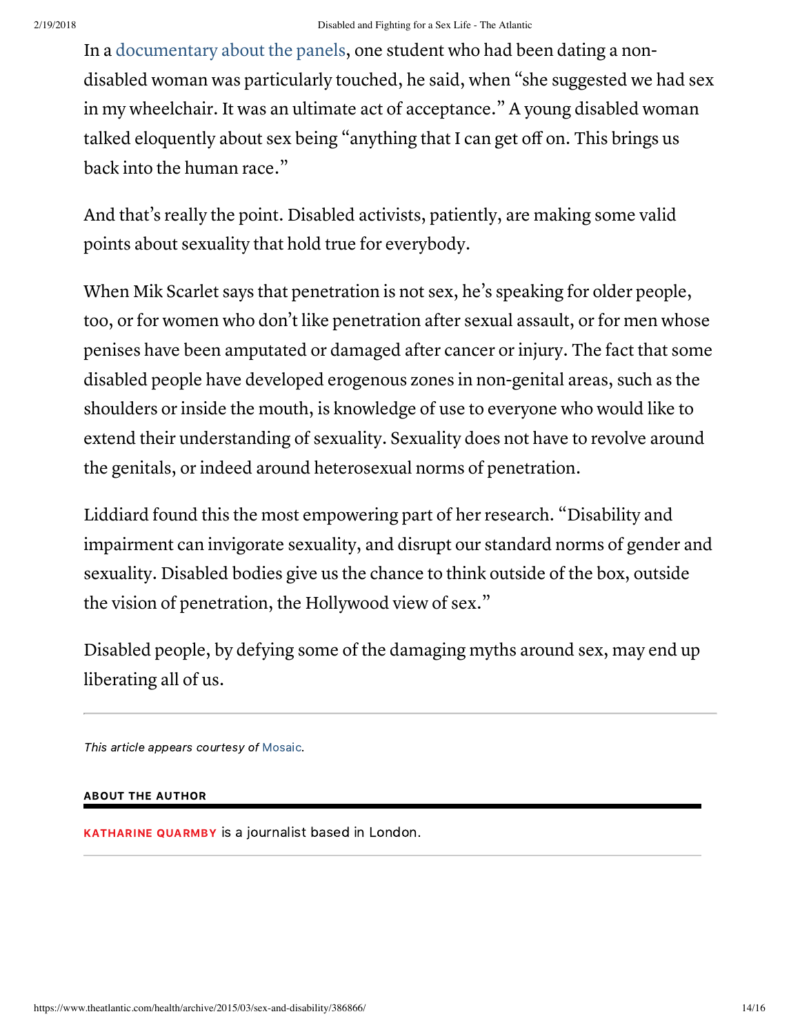In a documentary about the panels, one student who had been dating a non-disabled woman was particularly touched, he said, when "she suggested we had sex in my wheelchair. It was an ultimate act of acceptance." A young disabled woman talked eloquently about sex being "anything that I can get off on. This brings us back into the human race."

And that's really the point. Disabled activists, patiently, are making some valid points about sexuality that hold true for everybody.

When Mik Scarlet says that penetration is not sex, he's speaking for older people, too, or for women who don't like penetration after sexual assault, or for men whose penises have been amputated or damaged after cancer or injury. The fact that some disabled people have developed erogenous zones in non-genital areas, such as the shoulders or inside the mouth, is knowledge of use to everyone who would like to extend their understanding of sexuality. Sexuality does not have to revolve around the genitals, or indeed around heterosexual norms of penetration.

Liddiard found this the most empowering part of her research. "Disability and impairment can invigorate sexuality, and disrupt our standard norms of gender and sexuality. Disabled bodies give us the chance to think outside of the box, outside the vision of penetration, the Hollywood view of sex."

Disabled people, by defying some of the damaging myths around sex, may end up liberating all of us.

---

*This article appears courtesy of Mosaic.*

**ABOUT THE AUTHOR**

**KATHARINE QUARMBY** is a journalist based in London.